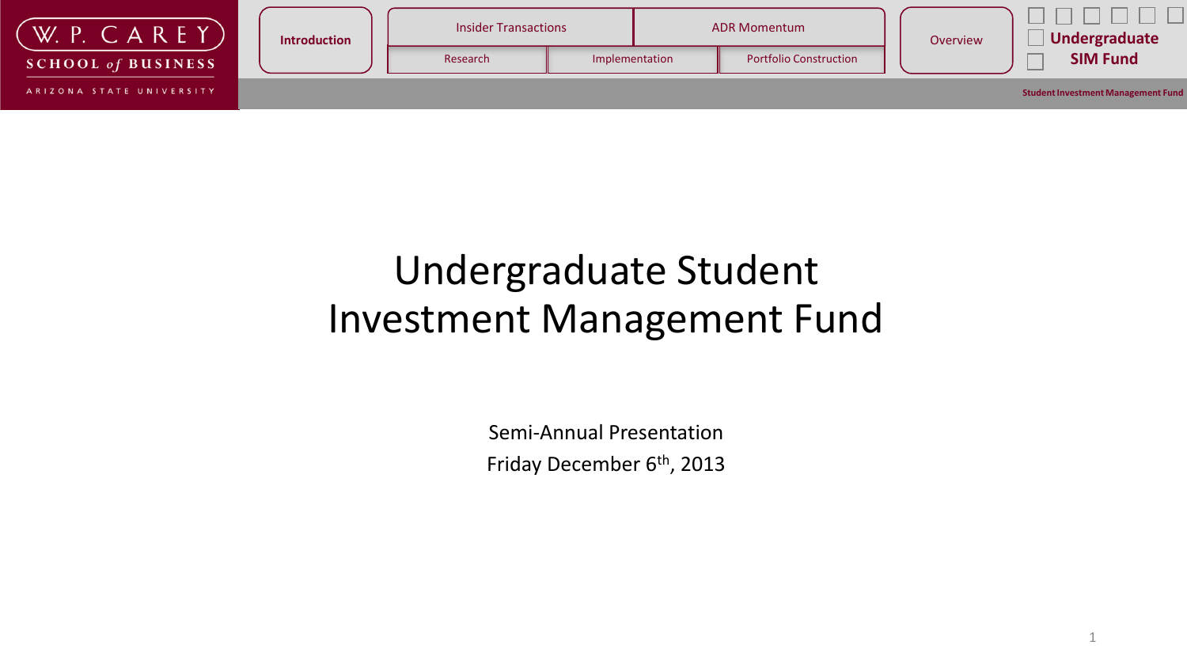# Undergraduate Student Investment Management Fund

Semi-Annual Presentation

Friday December 6th, 2013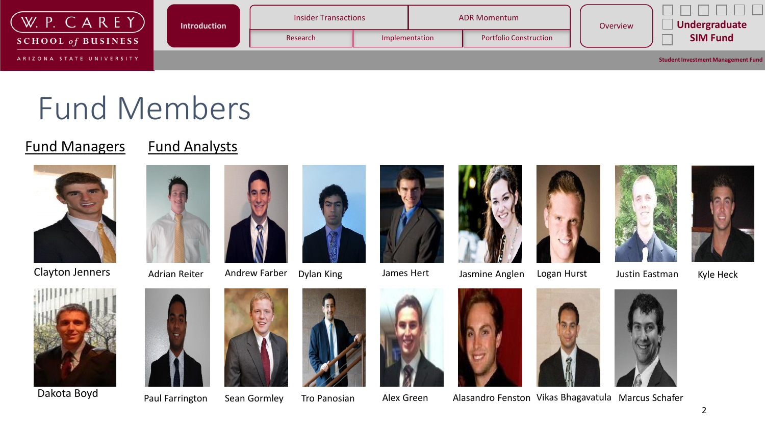# Fund Members

## Fund Managers

- Clayton Jenners
- Dakota Boyd

## Fund Analysts

- Adrian Reiter
- Andrew Farber
- Dylan King
- James Hert
- Jasmine Anglen
- Logan Hurst
- Justin Eastman
- Kyle Heck
- Paul Farrington
- Sean Gormley
- Tro Panosian
- Alex Green
- Alasandro Fenston
- Vikas Bhagavatula
- Marcus Schafer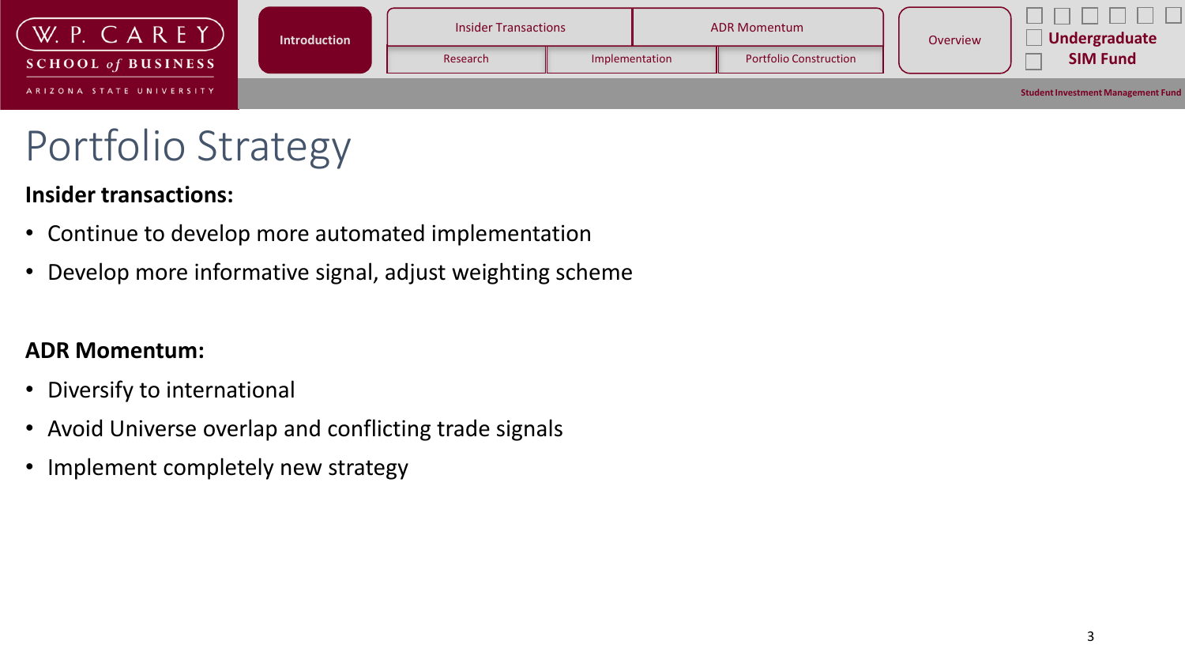# Portfolio Strategy

**Insider transactions:**

- Continue to develop more automated implementation
- Develop more informative signal, adjust weighting scheme

**ADR Momentum:**

- Diversify to international
- Avoid Universe overlap and conflicting trade signals
- Implement completely new strategy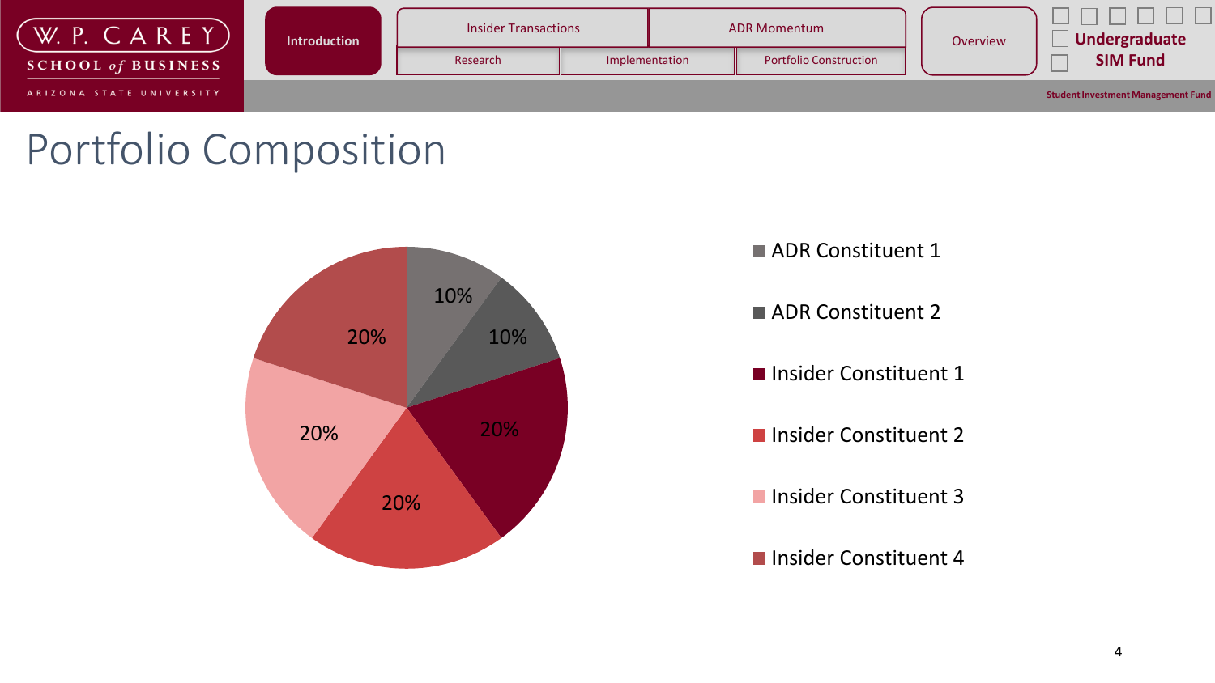# Portfolio Composition

| Constituent | Weight |
|---|---|
| ADR Constituent 1 | 10% |
| ADR Constituent 2 | 10% |
| Insider Constituent 1 | 20% |
| Insider Constituent 2 | 20% |
| Insider Constituent 3 | 20% |
| Insider Constituent 4 | 20% |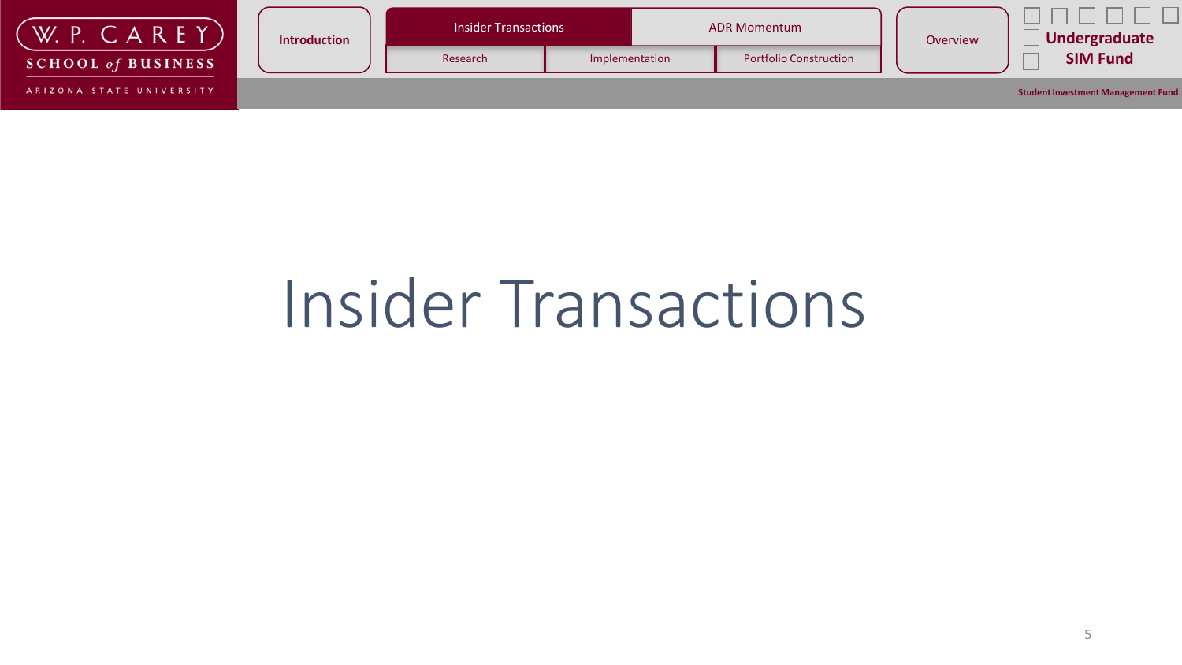# Insider Transactions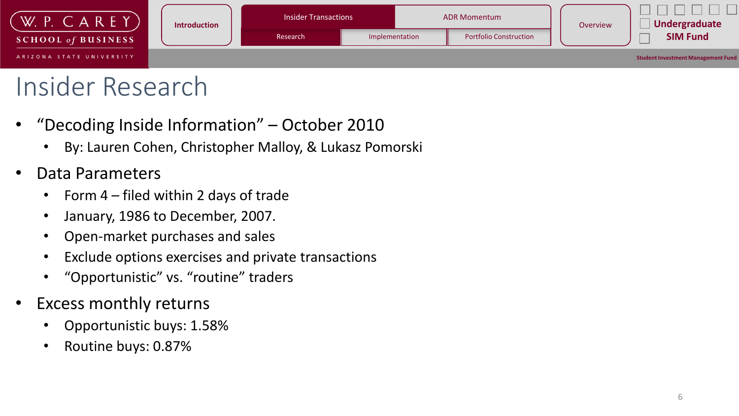# Insider Research

- "Decoding Inside Information" – October 2010
  - By: Lauren Cohen, Christopher Malloy, & Lukasz Pomorski
- Data Parameters
  - Form 4 – filed within 2 days of trade
  - January, 1986 to December, 2007.
  - Open-market purchases and sales
  - Exclude options exercises and private transactions
  - "Opportunistic" vs. "routine" traders
- Excess monthly returns
  - Opportunistic buys: 1.58%
  - Routine buys: 0.87%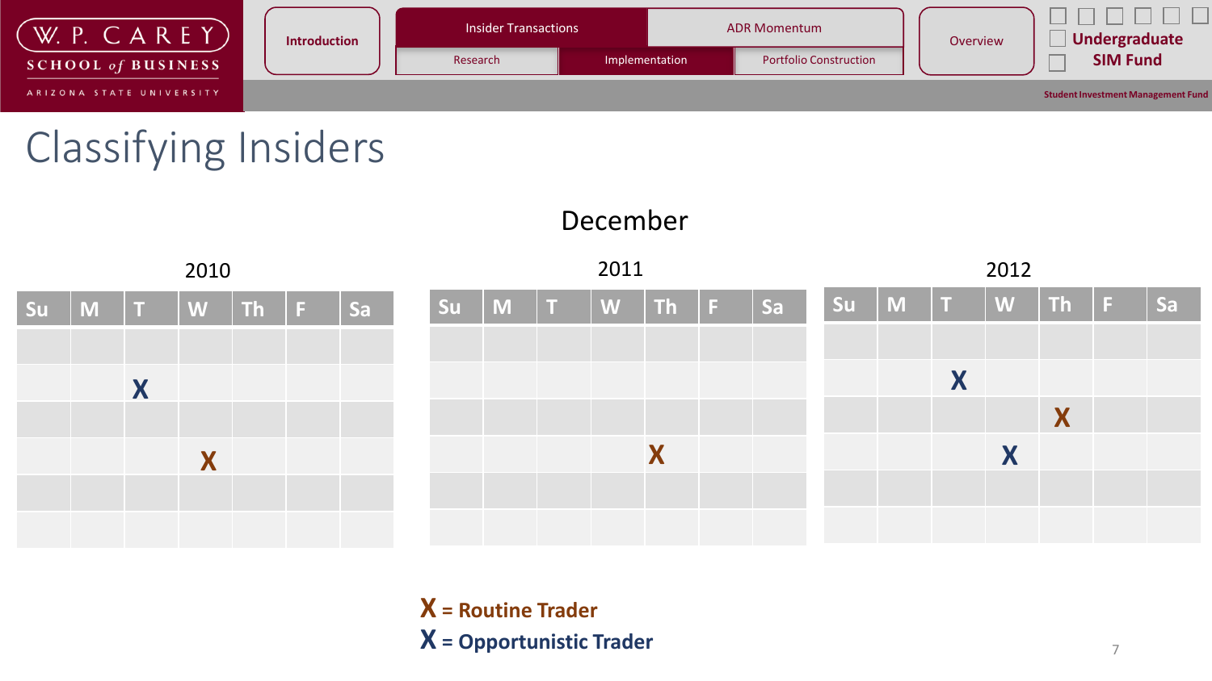# Classifying Insiders

## December

### 2010

| Su | M | T | W | Th | F | Sa |
|---|---|---|---|---|---|---|
| | | | | | | |
| | | X | | | | |
| | | | | | | |
| | | | X | | | |
| | | | | | | |
| | | | | | | |

### 2011

| Su | M | T | W | Th | F | Sa |
|---|---|---|---|---|---|---|
| | | | | | | |
| | | | | | | |
| | | | | | | |
| | | | | X | | |
| | | | | | | |
| | | | | | | |

### 2012

| Su | M | T | W | Th | F | Sa |
|---|---|---|---|---|---|---|
| | | | | | | |
| | | X | | | | |
| | | | | X | | |
| | | | X | | | |
| | | | | | | |
| | | | | | | |

**X = Routine Trader** (2010: W; 2011: Th; 2012: Th)

**X = Opportunistic Trader** (2010: T; 2012: T, W)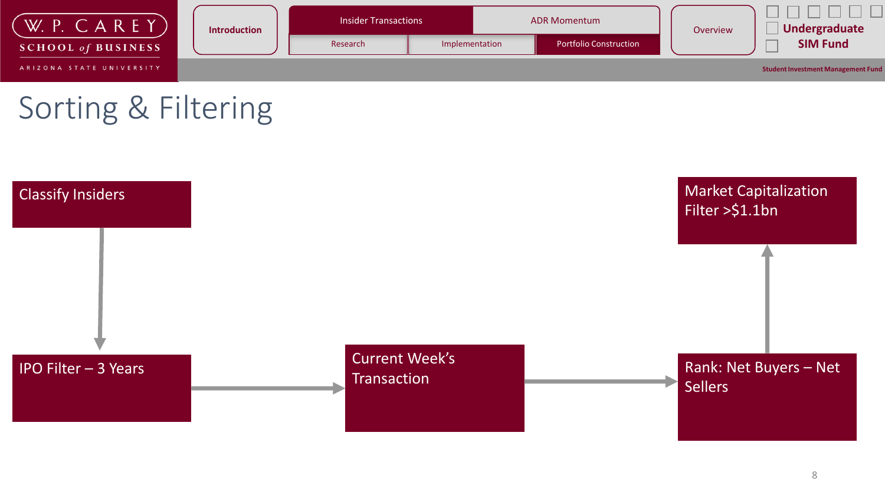# Sorting & Filtering

1. Classify Insiders
2. IPO Filter – 3 Years
3. Current Week's Transaction
4. Rank: Net Buyers – Net Sellers
5. Market Capitalization Filter >$1.1bn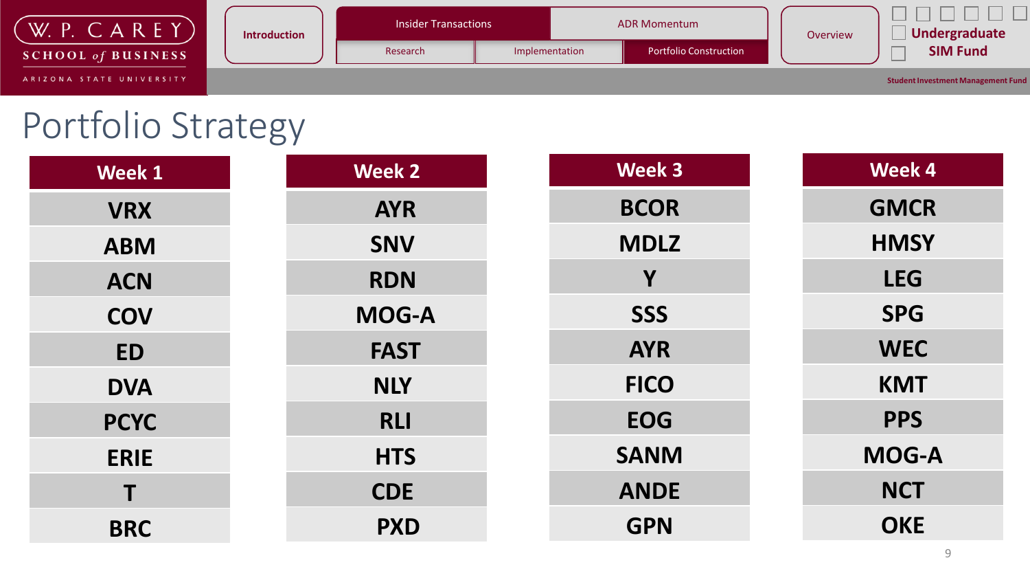# Portfolio Strategy

| Week 1 | Week 2 | Week 3 | Week 4 |
| --- | --- | --- | --- |
| VRX | AYR | BCOR | GMCR |
| ABM | SNV | MDLZ | HMSY |
| ACN | RDN | Y | LEG |
| COV | MOG-A | SSS | SPG |
| ED | FAST | AYR | WEC |
| DVA | NLY | FICO | KMT |
| PCYC | RLI | EOG | PPS |
| ERIE | HTS | SANM | MOG-A |
| T | CDE | ANDE | NCT |
| BRC | PXD | GPN | OKE |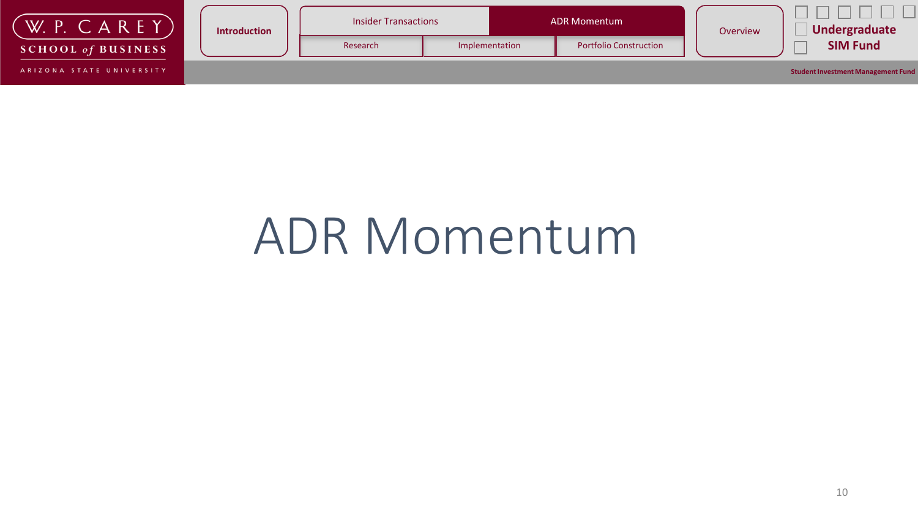# ADR Momentum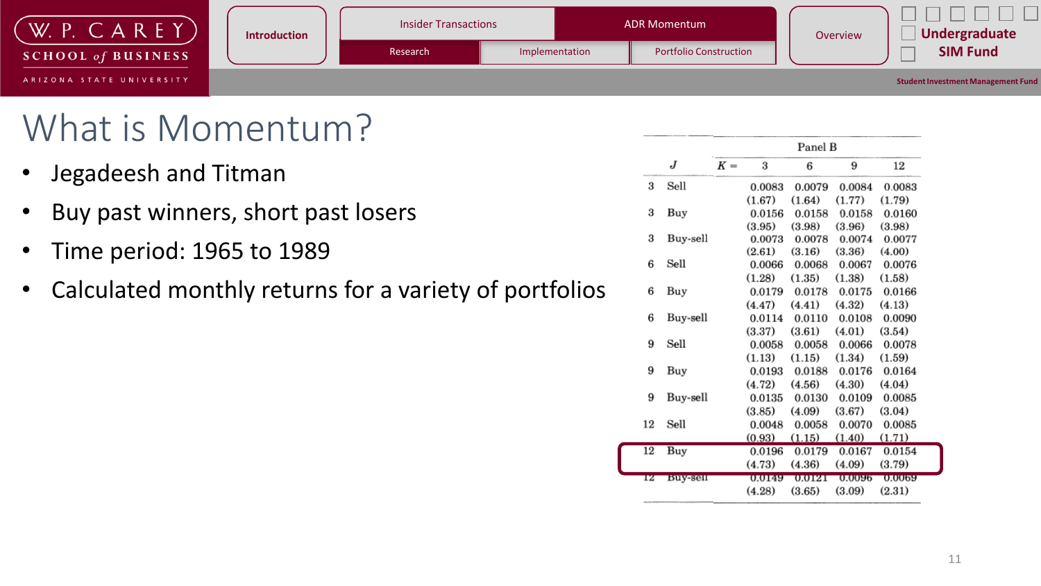# What is Momentum?

- Jegadeesh and Titman
- Buy past winners, short past losers
- Time period: 1965 to 1989
- Calculated monthly returns for a variety of portfolios

| | | Panel B | | | |
|---|---|---|---|---|---|
| $J$ | $K =$ | 3 | 6 | 9 | 12 |
| 3 | Sell | 0.0083 | 0.0079 | 0.0084 | 0.0083 |
| | | (1.67) | (1.64) | (1.77) | (1.79) |
| 3 | Buy | 0.0156 | 0.0158 | 0.0158 | 0.0160 |
| | | (3.95) | (3.98) | (3.96) | (3.98) |
| 3 | Buy-sell | 0.0073 | 0.0078 | 0.0074 | 0.0077 |
| | | (2.61) | (3.16) | (3.36) | (4.00) |
| 6 | Sell | 0.0066 | 0.0068 | 0.0067 | 0.0076 |
| | | (1.28) | (1.35) | (1.38) | (1.58) |
| 6 | Buy | 0.0179 | 0.0178 | 0.0175 | 0.0166 |
| | | (4.47) | (4.41) | (4.32) | (4.13) |
| 6 | Buy-sell | 0.0114 | 0.0110 | 0.0108 | 0.0090 |
| | | (3.37) | (3.61) | (4.01) | (3.54) |
| 9 | Sell | 0.0058 | 0.0058 | 0.0066 | 0.0078 |
| | | (1.13) | (1.15) | (1.34) | (1.59) |
| 9 | Buy | 0.0193 | 0.0188 | 0.0176 | 0.0164 |
| | | (4.72) | (4.56) | (4.30) | (4.04) |
| 9 | Buy-sell | 0.0135 | 0.0130 | 0.0109 | 0.0085 |
| | | (3.85) | (4.09) | (3.67) | (3.04) |
| 12 | Sell | 0.0048 | 0.0058 | 0.0070 | 0.0085 |
| | | (0.93) | (1.15) | (1.40) | (1.71) |
| 12 | Buy | 0.0196 | 0.0179 | 0.0167 | 0.0154 |
| | | (4.73) | (4.36) | (4.09) | (3.79) |
| 12 | Buy-sell | 0.0149 | 0.0121 | 0.0096 | 0.0069 |
| | | (4.28) | (3.65) | (3.09) | (2.31) |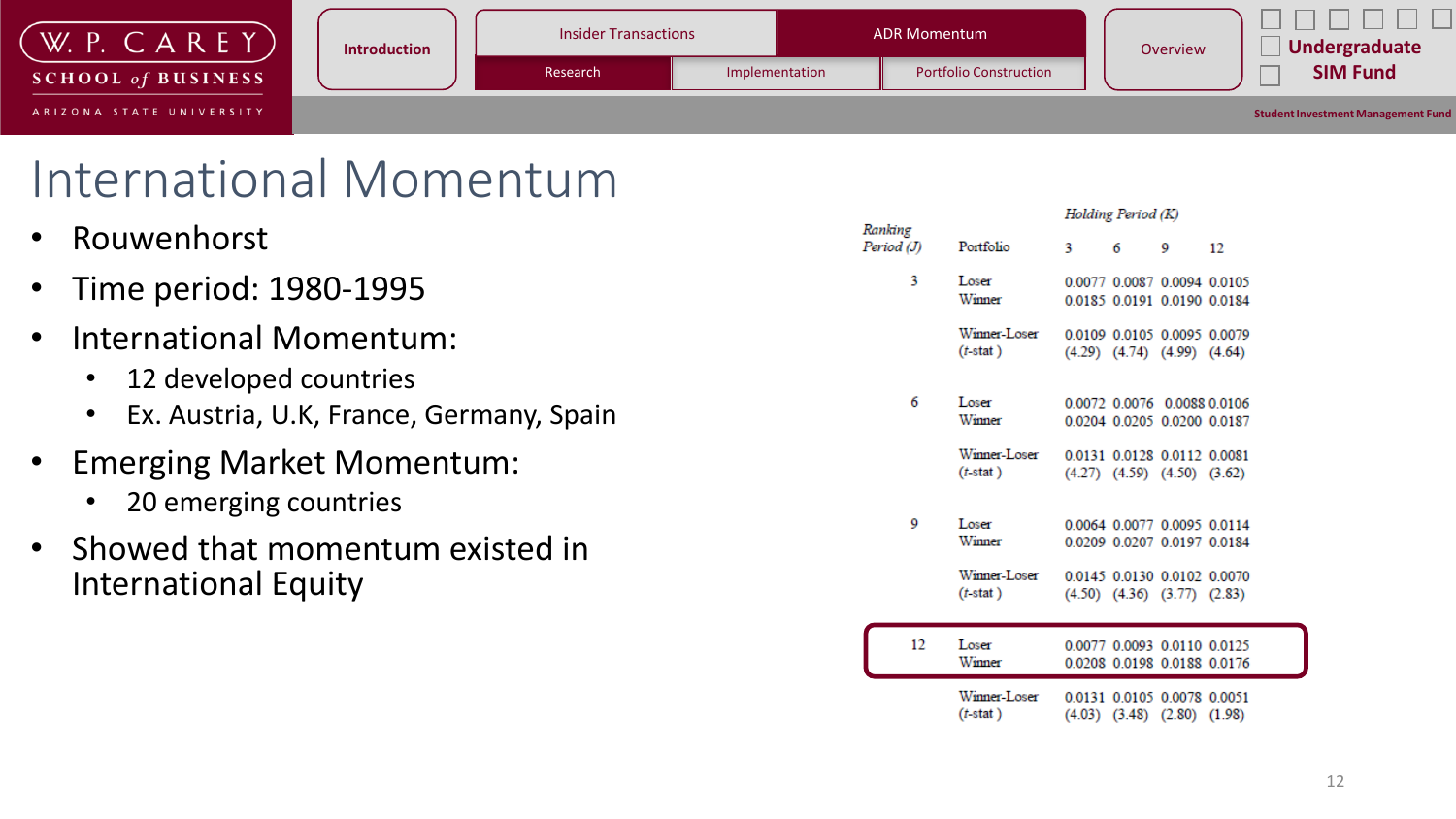# International Momentum

- Rouwenhorst
- Time period: 1980-1995
- International Momentum:
  - 12 developed countries
  - Ex. Austria, U.K, France, Germany, Spain
- Emerging Market Momentum:
  - 20 emerging countries
- Showed that momentum existed in International Equity

| Ranking Period (J) | Portfolio | Holding Period (K) 3 | 6 | 9 | 12 |
|---|---|---|---|---|---|
| 3 | Loser | 0.0077 | 0.0087 | 0.0094 | 0.0105 |
| | Winner | 0.0185 | 0.0191 | 0.0190 | 0.0184 |
| | Winner-Loser | 0.0109 | 0.0105 | 0.0095 | 0.0079 |
| | (t-stat) | (4.29) | (4.74) | (4.99) | (4.64) |
| 6 | Loser | 0.0072 | 0.0076 | 0.0088 | 0.0106 |
| | Winner | 0.0204 | 0.0205 | 0.0200 | 0.0187 |
| | Winner-Loser | 0.0131 | 0.0128 | 0.0112 | 0.0081 |
| | (t-stat) | (4.27) | (4.59) | (4.50) | (3.62) |
| 9 | Loser | 0.0064 | 0.0077 | 0.0095 | 0.0114 |
| | Winner | 0.0209 | 0.0207 | 0.0197 | 0.0184 |
| | Winner-Loser | 0.0145 | 0.0130 | 0.0102 | 0.0070 |
| | (t-stat) | (4.50) | (4.36) | (3.77) | (2.83) |
| 12 | Loser | 0.0077 | 0.0093 | 0.0110 | 0.0125 |
| | Winner | 0.0208 | 0.0198 | 0.0188 | 0.0176 |
| | Winner-Loser | 0.0131 | 0.0105 | 0.0078 | 0.0051 |
| | (t-stat) | (4.03) | (3.48) | (2.80) | (1.98) |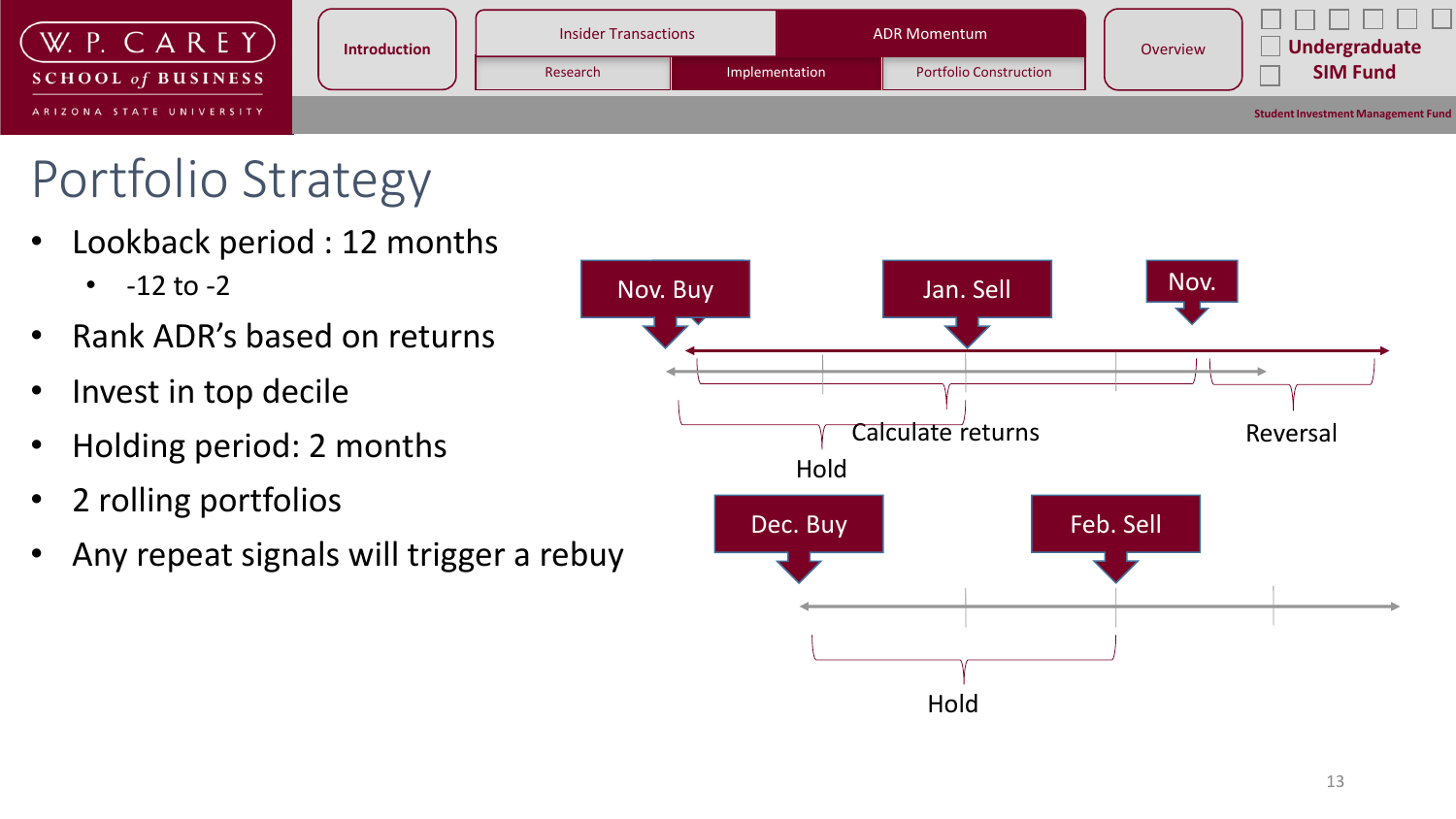# Portfolio Strategy

- Lookback period : 12 months
  - -12 to -2
- Rank ADR's based on returns
- Invest in top decile
- Holding period: 2 months
- 2 rolling portfolios
- Any repeat signals will trigger a rebuy

Nov. Buy — Jan. Sell — Nov.

Calculate returns — Reversal

Hold

Dec. Buy — Feb. Sell

Hold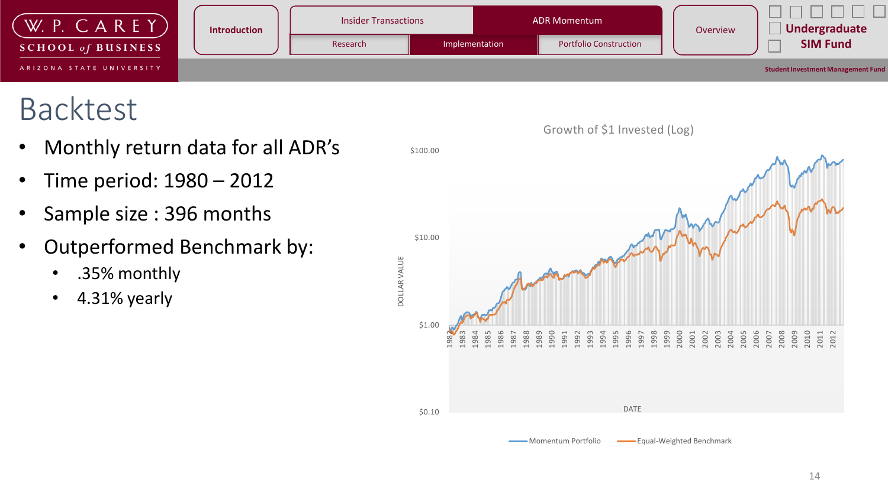# Backtest

- Monthly return data for all ADR's
- Time period: 1980 – 2012
- Sample size : 396 months
- Outperformed Benchmark by:
  - .35% monthly
  - 4.31% yearly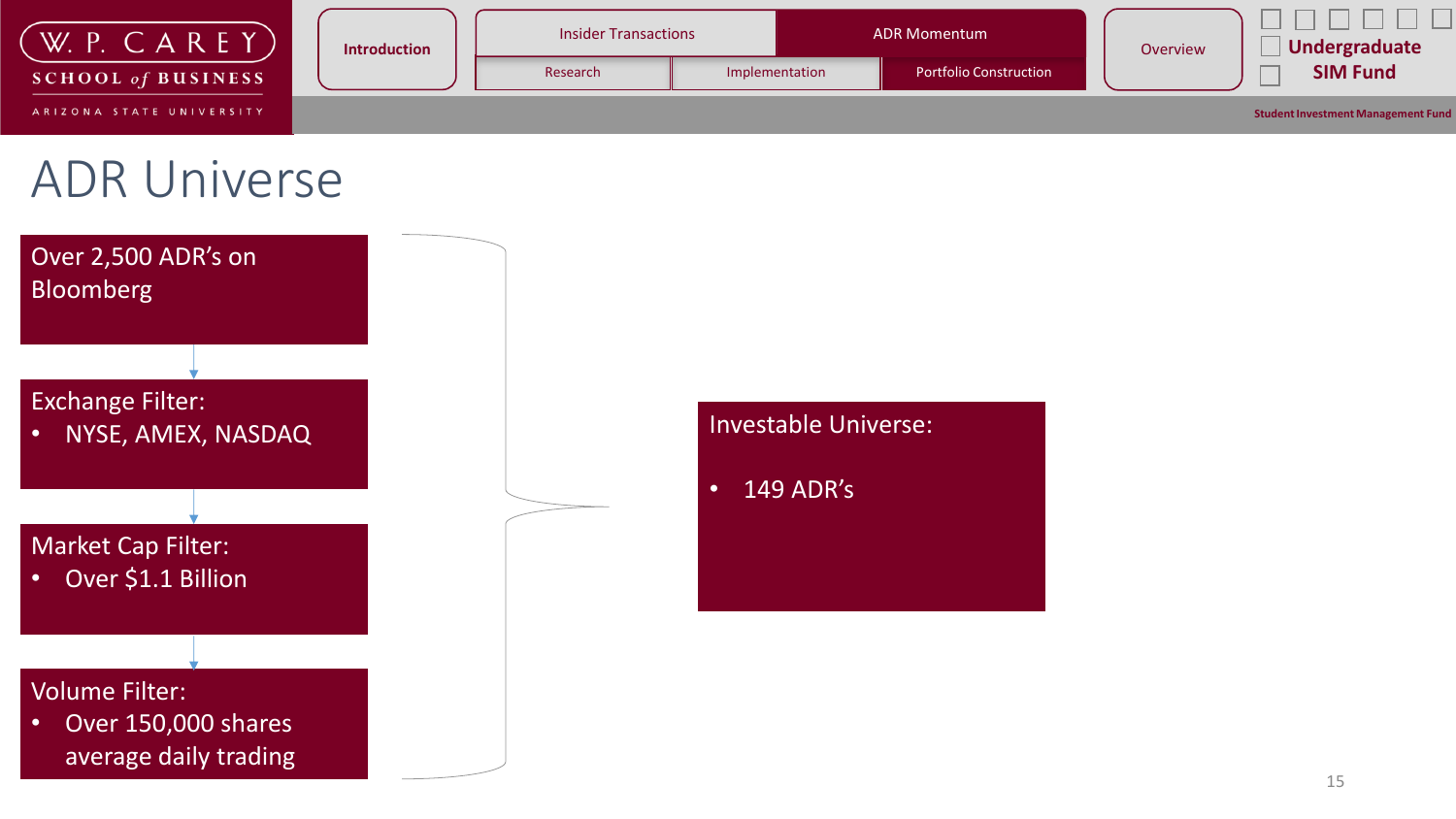# ADR Universe

**Over 2,500 ADR's on Bloomberg**

**Exchange Filter:**
- NYSE, AMEX, NASDAQ

**Market Cap Filter:**
- Over $1.1 Billion

**Volume Filter:**
- Over 150,000 shares average daily trading

**Investable Universe:**
- 149 ADR's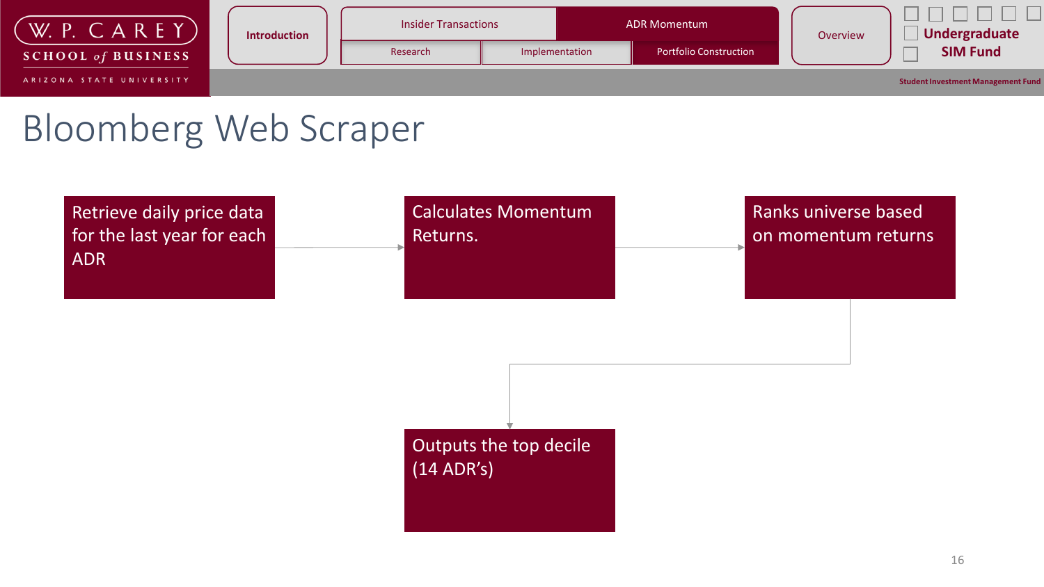# Bloomberg Web Scraper

Retrieve daily price data for the last year for each ADR → Calculates Momentum Returns. → Ranks universe based on momentum returns → Outputs the top decile (14 ADR's)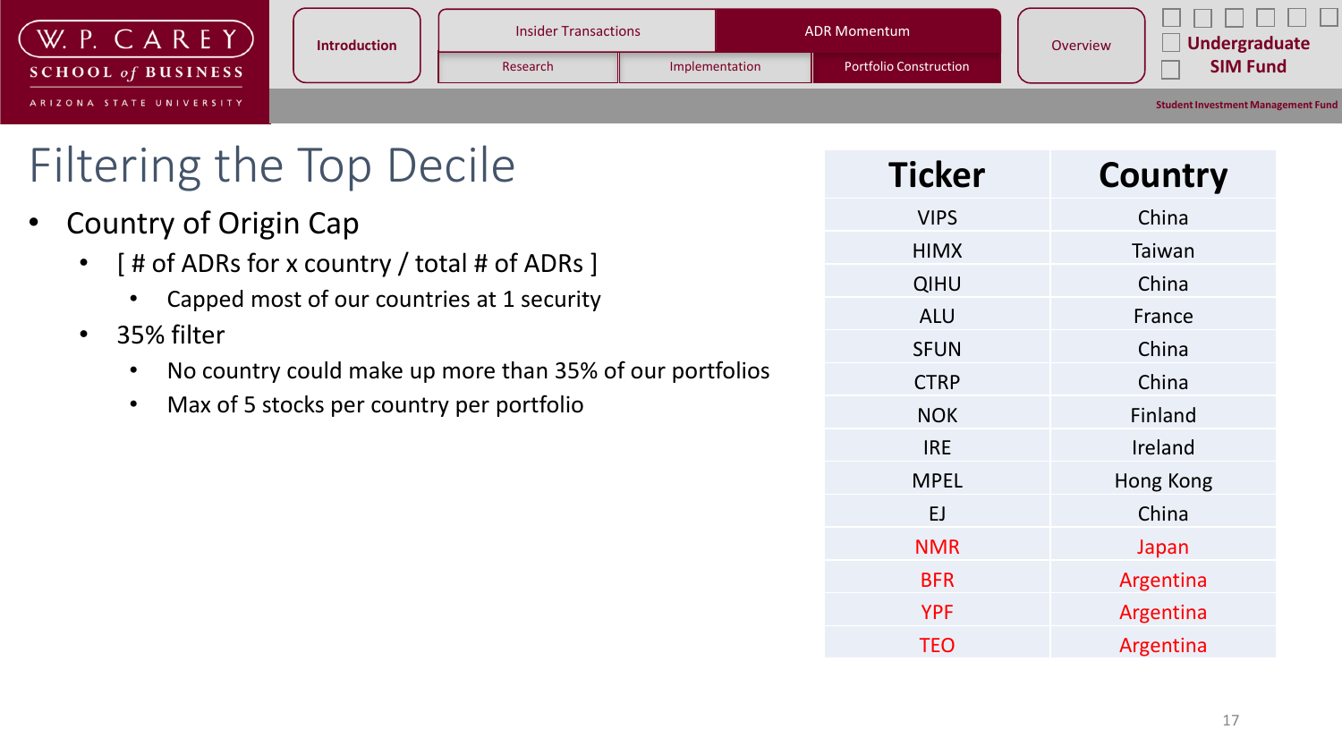# Filtering the Top Decile

- Country of Origin Cap
  - [ # of ADRs for x country / total # of ADRs ]
    - Capped most of our countries at 1 security
  - 35% filter
    - No country could make up more than 35% of our portfolios
    - Max of 5 stocks per country per portfolio

| Ticker | Country |
|---|---|
| VIPS | China |
| HIMX | Taiwan |
| QIHU | China |
| ALU | France |
| SFUN | China |
| CTRP | China |
| NOK | Finland |
| IRE | Ireland |
| MPEL | Hong Kong |
| EJ | China |
| NMR | Japan |
| BFR | Argentina |
| YPF | Argentina |
| TEO | Argentina |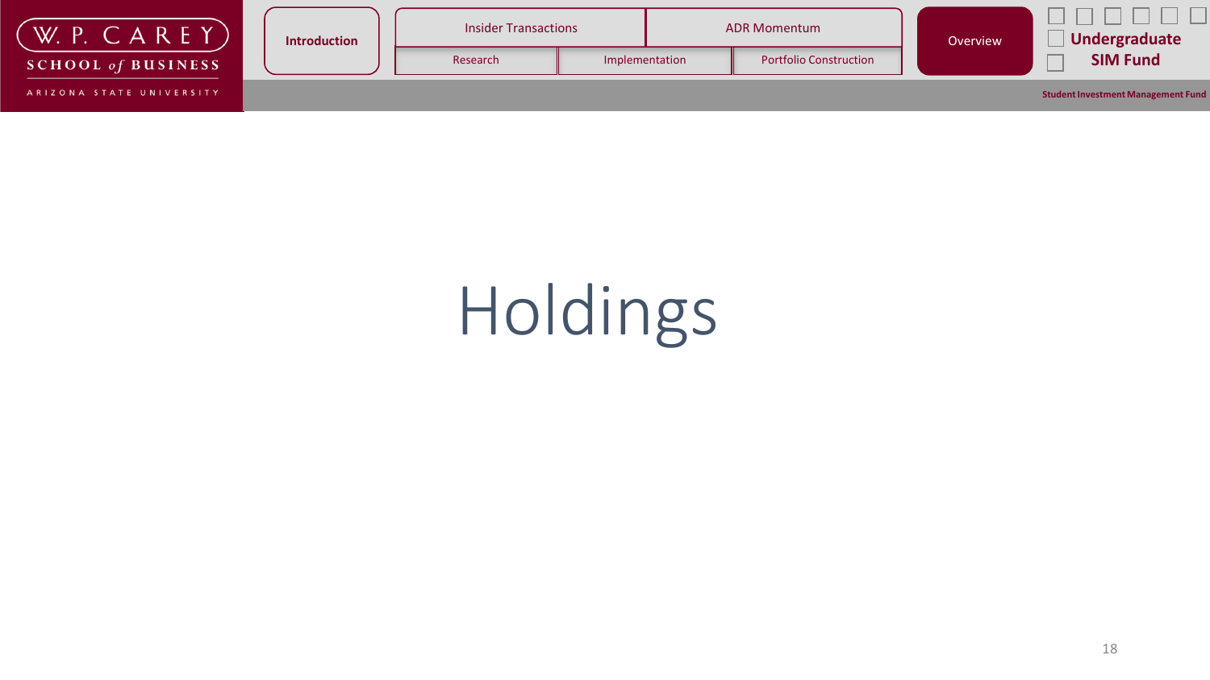# Holdings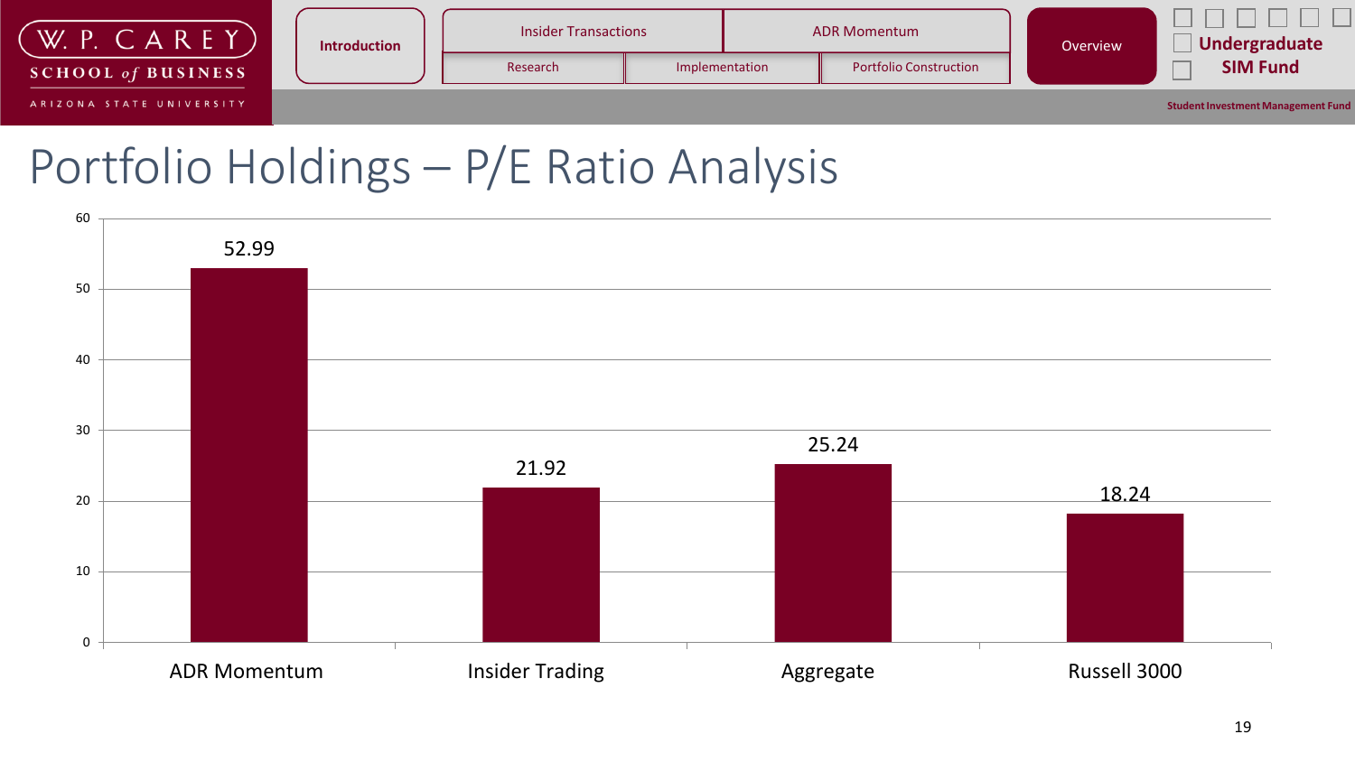# Portfolio Holdings – P/E Ratio Analysis

| Category | P/E Ratio |
|---|---|
| ADR Momentum | 52.99 |
| Insider Trading | 21.92 |
| Aggregate | 25.24 |
| Russell 3000 | 18.24 |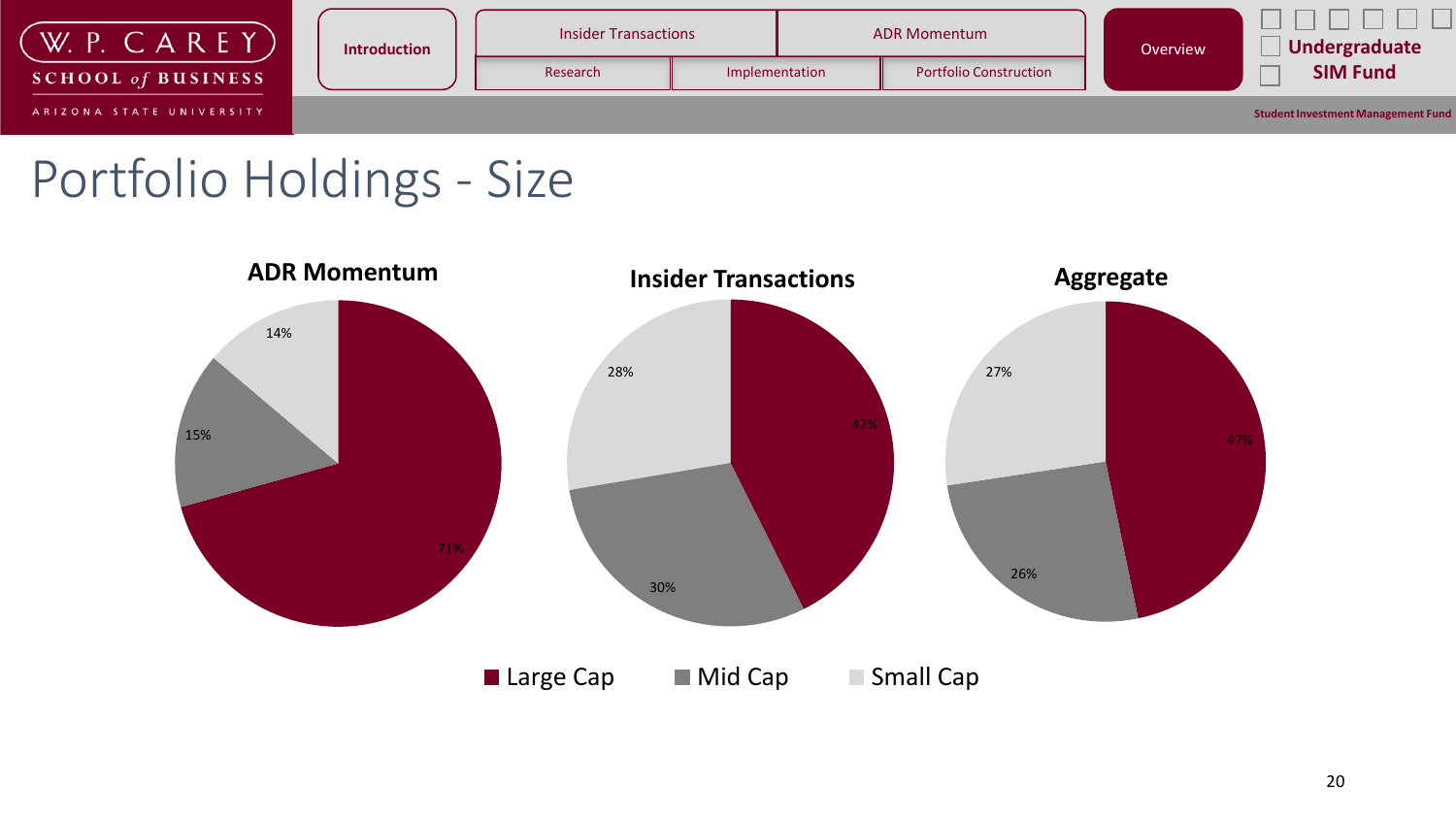# Portfolio Holdings - Size

| | Large Cap | Mid Cap | Small Cap |
|---|---|---|---|
| ADR Momentum | 71% | 15% | 14% |
| Insider Transactions | 42% | 30% | 28% |
| Aggregate | 47% | 26% | 27% |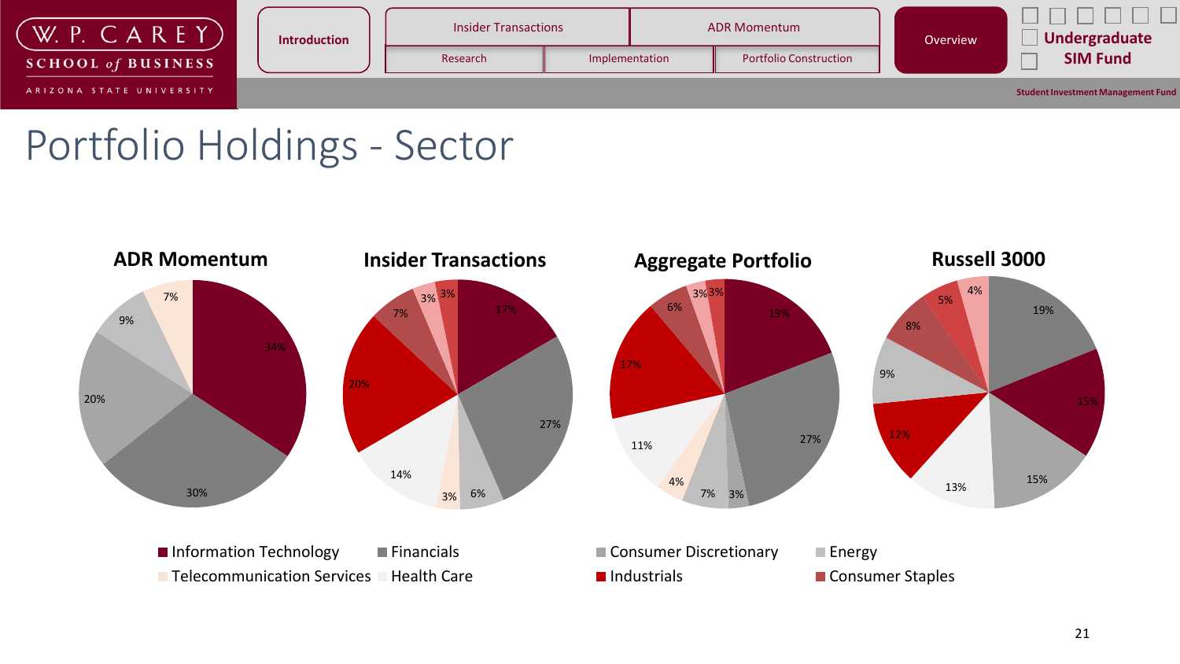# Portfolio Holdings - Sector

### ADR Momentum

| Sector | Weight |
|---|---|
| Information Technology | 34% |
| Financials | 30% |
| Consumer Discretionary | 20% |
| Energy | 9% |
| Telecommunication Services | 7% |

### Insider Transactions

| Sector | Weight |
|---|---|
| Information Technology | 17% |
| Financials | 27% |
| Consumer Discretionary | 6% |
| Telecommunication Services | 3% |
| Health Care | 14% |
| Industrials | 20% |
| Consumer Staples | 7% |
| | 3% |
| | 3% |

### Aggregate Portfolio

| Sector | Weight |
|---|---|
| Information Technology | 19% |
| Financials | 27% |
| Consumer Discretionary | 3% |
| Energy | 7% |
| Telecommunication Services | 4% |
| Health Care | 11% |
| Industrials | 17% |
| Consumer Staples | 6% |
| | 3% |
| | 3% |

### Russell 3000

| Sector | Weight |
|---|---|
| Information Technology | 15% |
| Financials | 19% |
| Consumer Discretionary | 15% |
| Energy | 9% |
| Health Care | 13% |
| Industrials | 12% |
| Consumer Staples | 8% |
| | 5% |
| | 4% |

Legend: Information Technology, Financials, Consumer Discretionary, Energy, Telecommunication Services, Health Care, Industrials, Consumer Staples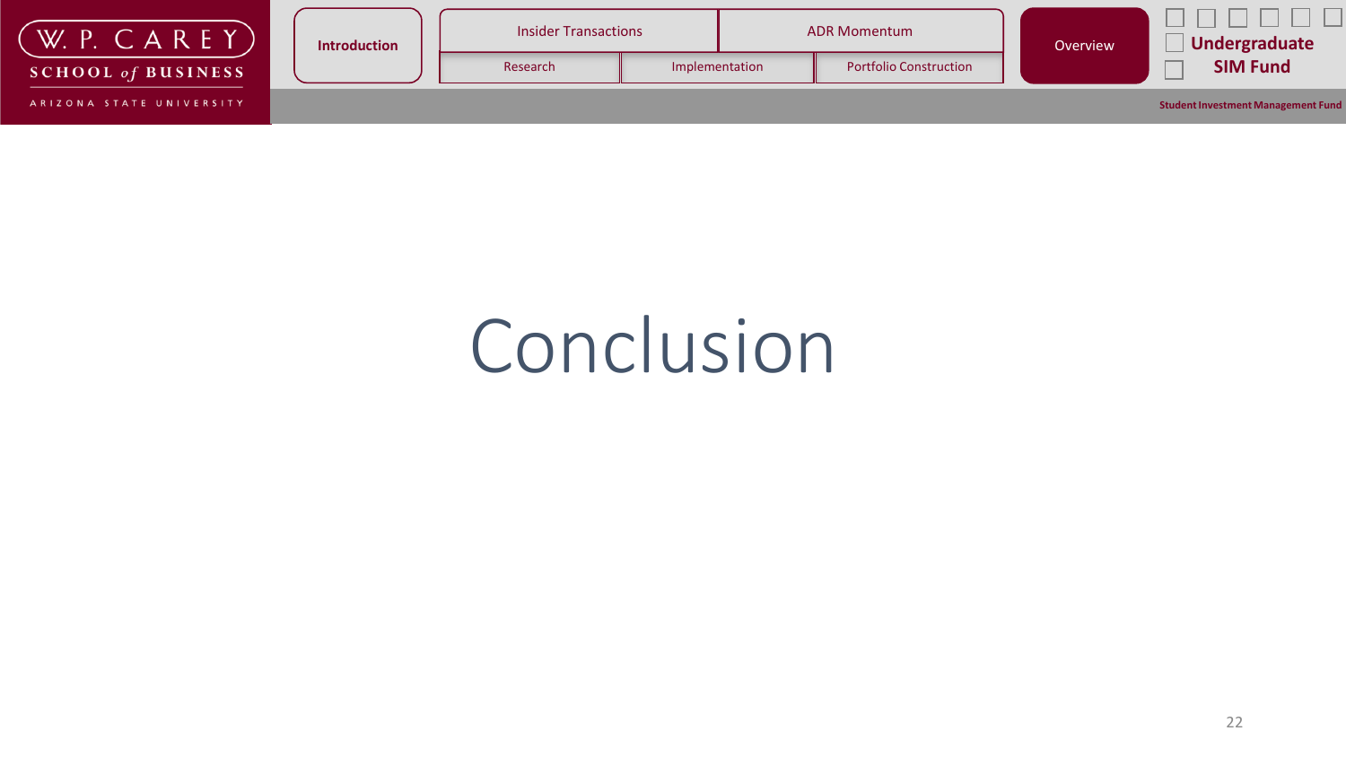# Conclusion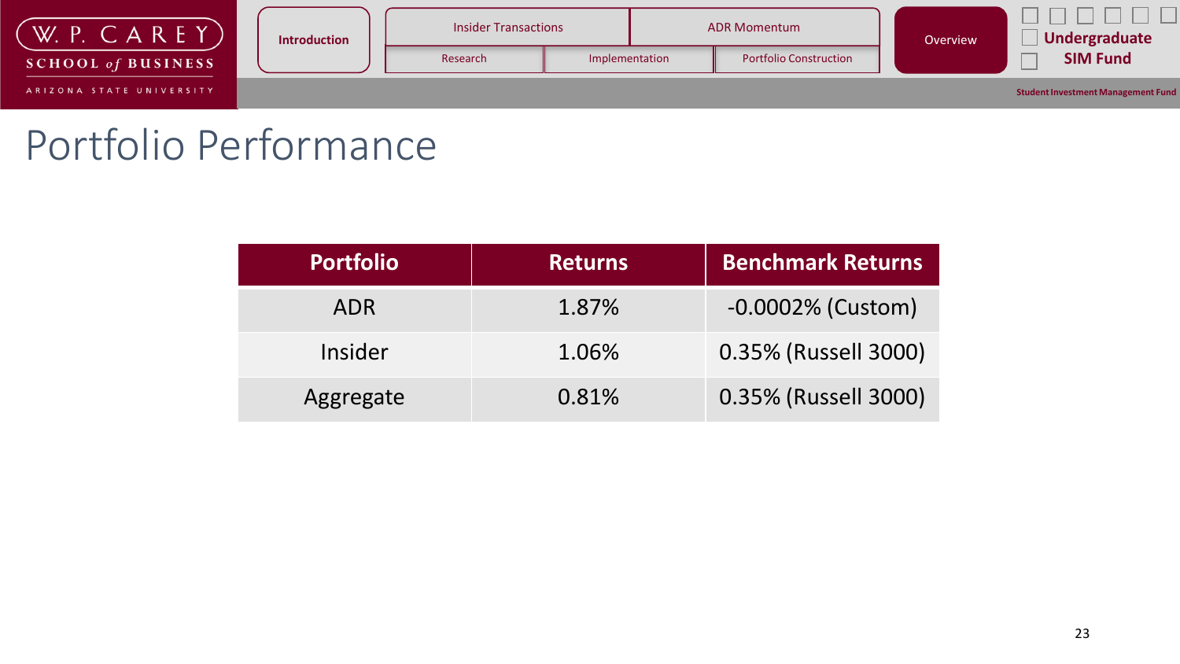# Portfolio Performance

| Portfolio | Returns | Benchmark Returns |
|---|---|---|
| ADR | 1.87% | -0.0002% (Custom) |
| Insider | 1.06% | 0.35% (Russell 3000) |
| Aggregate | 0.81% | 0.35% (Russell 3000) |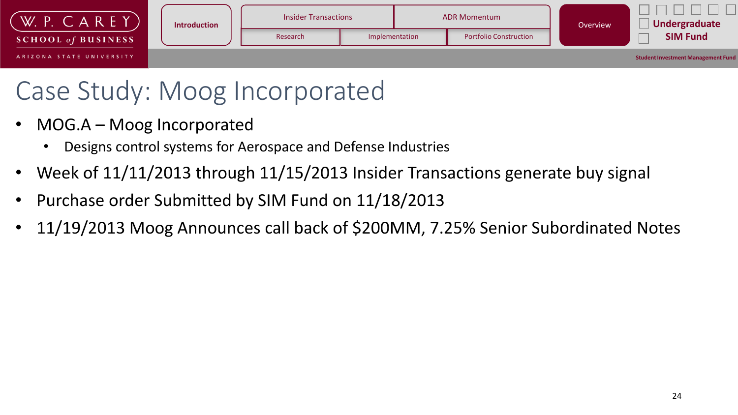# Case Study: Moog Incorporated

- MOG.A – Moog Incorporated
  - Designs control systems for Aerospace and Defense Industries
- Week of 11/11/2013 through 11/15/2013 Insider Transactions generate buy signal
- Purchase order Submitted by SIM Fund on 11/18/2013
- 11/19/2013 Moog Announces call back of $200MM, 7.25% Senior Subordinated Notes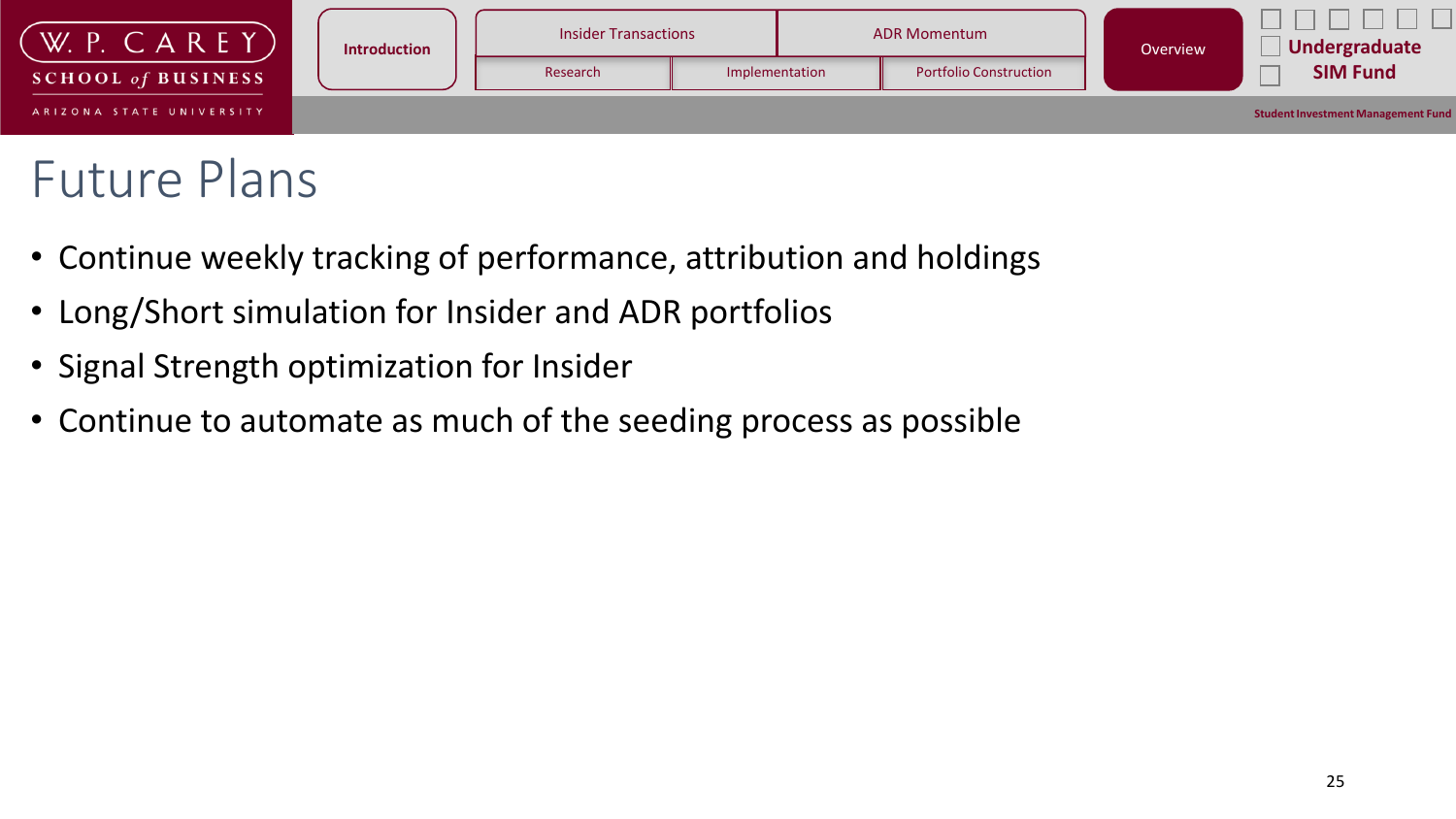# Future Plans

- Continue weekly tracking of performance, attribution and holdings
- Long/Short simulation for Insider and ADR portfolios
- Signal Strength optimization for Insider
- Continue to automate as much of the seeding process as possible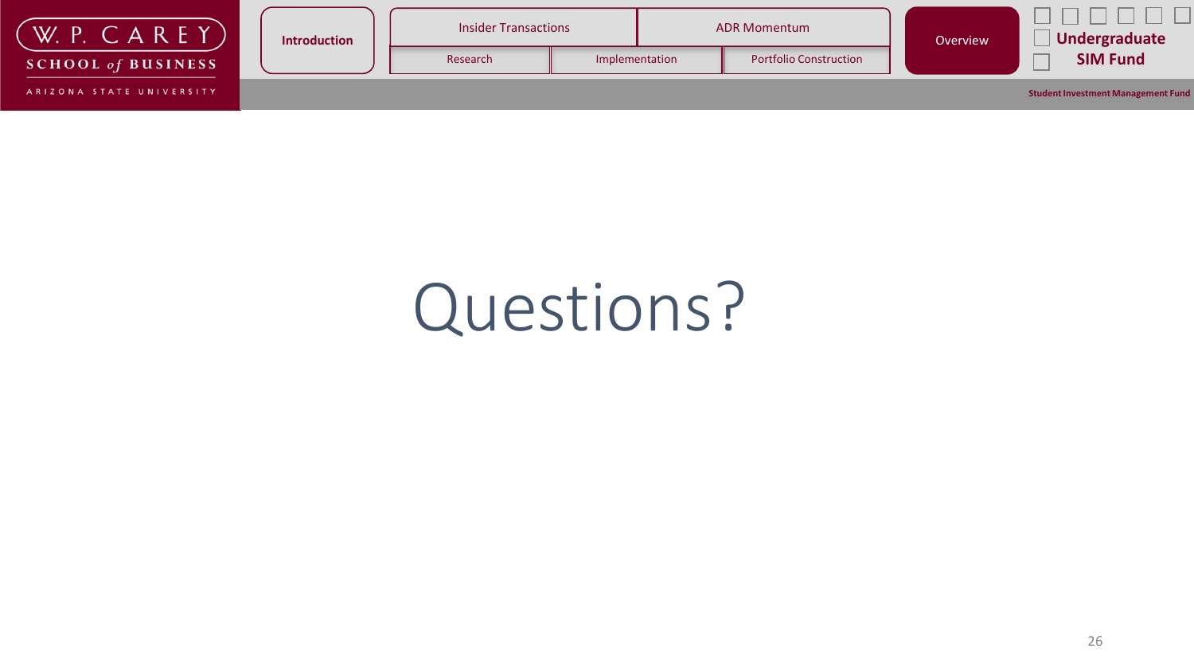# Questions?